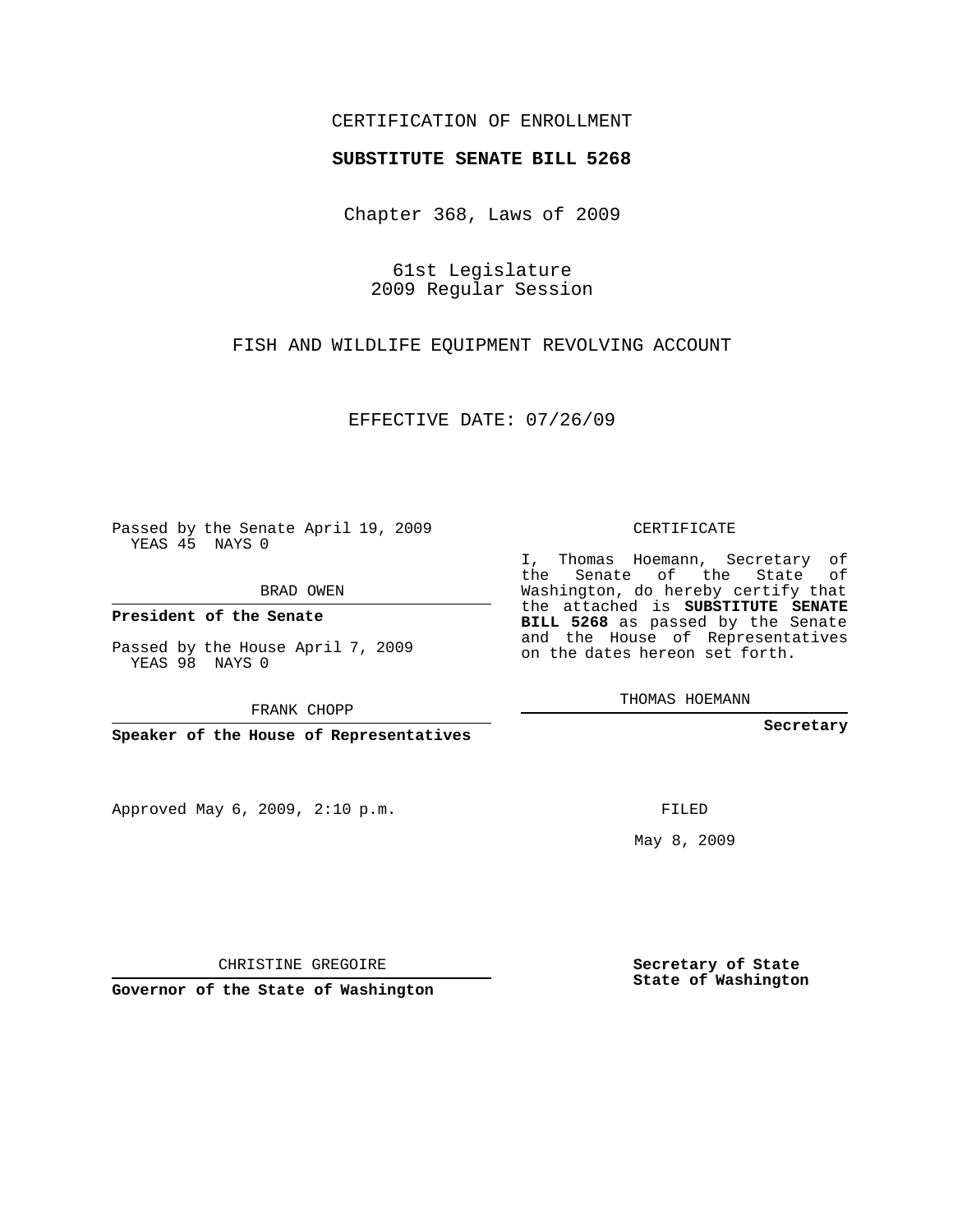CERTIFICATION OF ENROLLMENT

**SUBSTITUTE SENATE BILL 5268**

Chapter 368, Laws of 2009

61st Legislature
2009 Regular Session

FISH AND WILDLIFE EQUIPMENT REVOLVING ACCOUNT

EFFECTIVE DATE: 07/26/09

Passed by the Senate April 19, 2009
YEAS 45 NAYS 0

BRAD OWEN

**President of the Senate**

Passed by the House April 7, 2009
YEAS 98 NAYS 0

FRANK CHOPP

**Speaker of the House of Representatives**

Approved May 6, 2009, 2:10 p.m.

CHRISTINE GREGOIRE

**Governor of the State of Washington**

CERTIFICATE

I, Thomas Hoemann, Secretary of the Senate of the State of Washington, do hereby certify that the attached is **SUBSTITUTE SENATE BILL 5268** as passed by the Senate and the House of Representatives on the dates hereon set forth.

THOMAS HOEMANN

**Secretary**

FILED

May 8, 2009

**Secretary of State**
**State of Washington**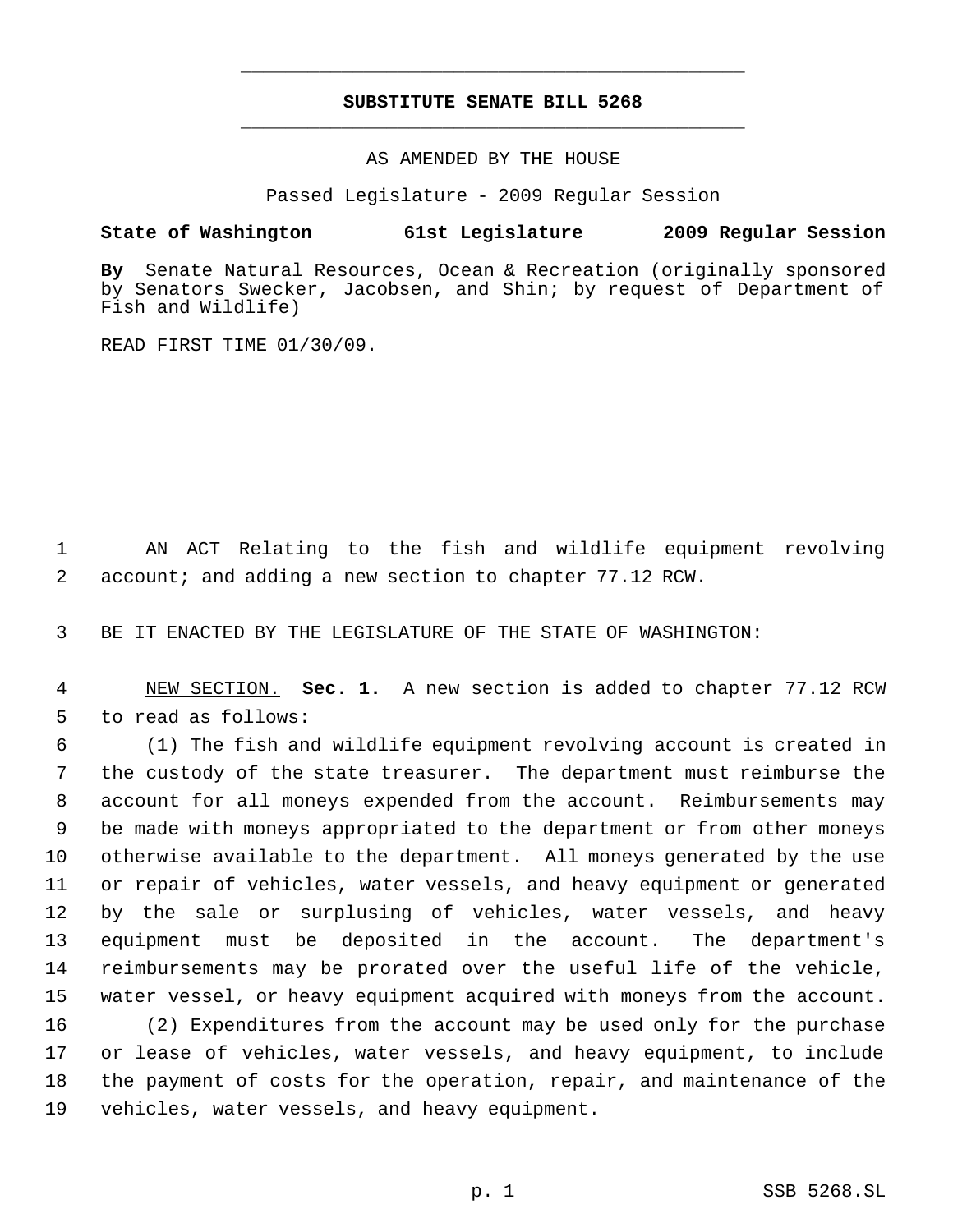**SUBSTITUTE SENATE BILL 5268**

AS AMENDED BY THE HOUSE

Passed Legislature - 2009 Regular Session

**State of Washington 61st Legislature 2009 Regular Session**

**By** Senate Natural Resources, Ocean & Recreation (originally sponsored by Senators Swecker, Jacobsen, and Shin; by request of Department of Fish and Wildlife)

READ FIRST TIME 01/30/09.

AN ACT Relating to the fish and wildlife equipment revolving account; and adding a new section to chapter 77.12 RCW.

BE IT ENACTED BY THE LEGISLATURE OF THE STATE OF WASHINGTON:

NEW SECTION. **Sec. 1.** A new section is added to chapter 77.12 RCW to read as follows:

(1) The fish and wildlife equipment revolving account is created in the custody of the state treasurer. The department must reimburse the account for all moneys expended from the account. Reimbursements may be made with moneys appropriated to the department or from other moneys otherwise available to the department. All moneys generated by the use or repair of vehicles, water vessels, and heavy equipment or generated by the sale or surplusing of vehicles, water vessels, and heavy equipment must be deposited in the account. The department's reimbursements may be prorated over the useful life of the vehicle, water vessel, or heavy equipment acquired with moneys from the account.

(2) Expenditures from the account may be used only for the purchase or lease of vehicles, water vessels, and heavy equipment, to include the payment of costs for the operation, repair, and maintenance of the vehicles, water vessels, and heavy equipment.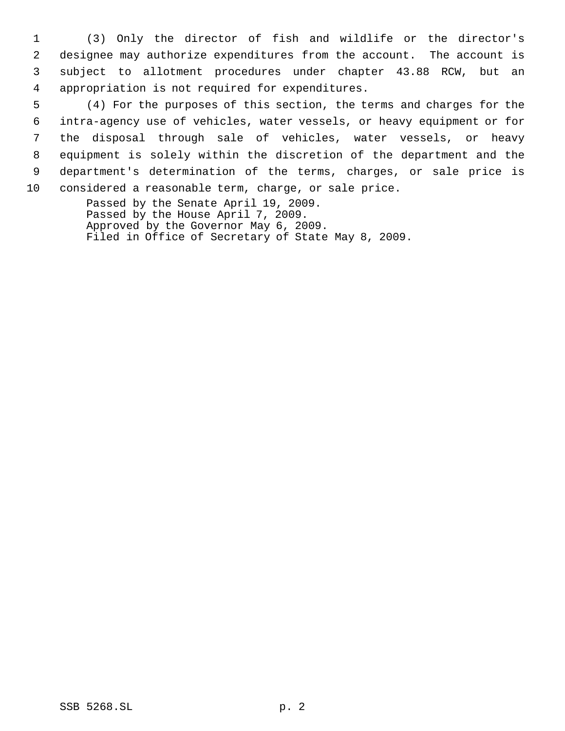(3) Only the director of fish and wildlife or the director's designee may authorize expenditures from the account. The account is subject to allotment procedures under chapter 43.88 RCW, but an appropriation is not required for expenditures.

(4) For the purposes of this section, the terms and charges for the intra-agency use of vehicles, water vessels, or heavy equipment or for the disposal through sale of vehicles, water vessels, or heavy equipment is solely within the discretion of the department and the department's determination of the terms, charges, or sale price is considered a reasonable term, charge, or sale price.

Passed by the Senate April 19, 2009.
Passed by the House April 7, 2009.
Approved by the Governor May 6, 2009.
Filed in Office of Secretary of State May 8, 2009.